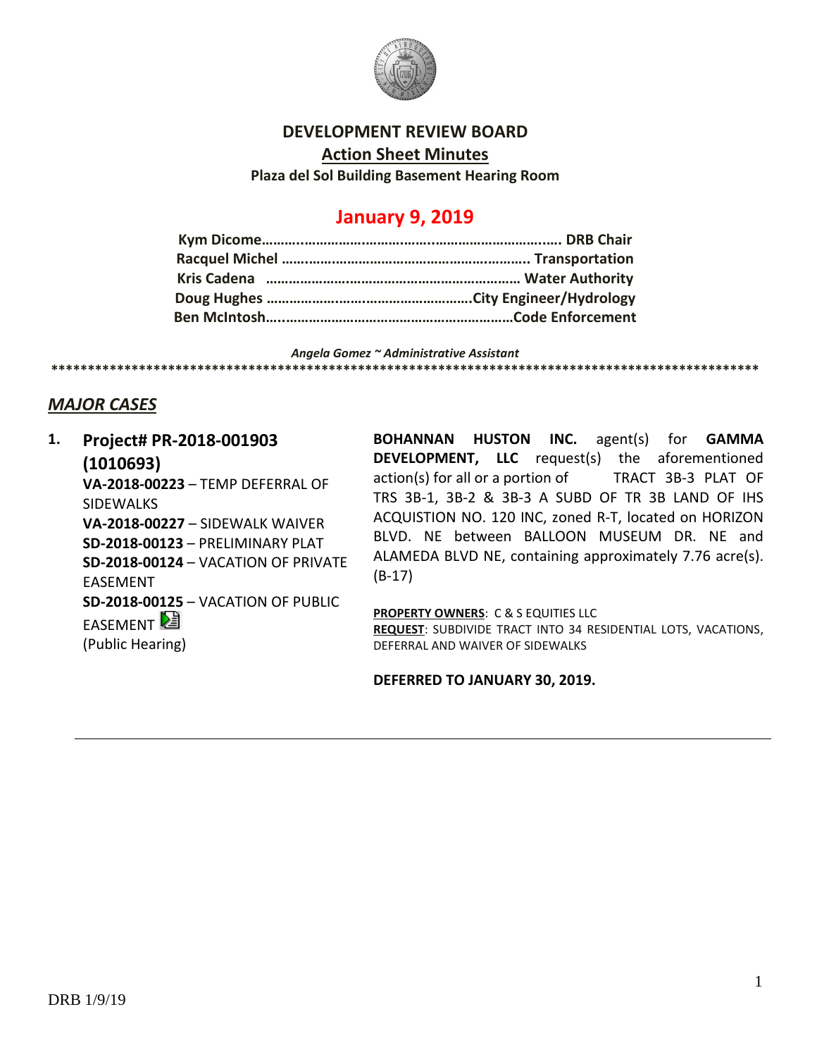# DEVELOPMENT REVIEW BOARD

## Action Sheet Minutes

**Plaza del Sol Building Basement Hearing Room**

## January 9, 2019

**Kym Dicome……………………………………………………………….. DRB Chair**
**Racquel Michel ………………………………………………………….. Transportation**
**Kris Cadena …………………………………………………………… Water Authority**
**Doug Hughes ………………………………………………City Engineer/Hydrology**
**Ben McIntosh…………………………………………………………Code Enforcement**

*Angela Gomez ~ Administrative Assistant*

**********************************************************************************************

## *MAJOR CASES*

**1. Project# PR-2018-001903 (1010693)**

**VA-2018-00223** – TEMP DEFERRAL OF SIDEWALKS
**VA-2018-00227** – SIDEWALK WAIVER
**SD-2018-00123** – PRELIMINARY PLAT
**SD-2018-00124** – VACATION OF PRIVATE EASEMENT
**SD-2018-00125** – VACATION OF PUBLIC EASEMENT
(Public Hearing)

**BOHANNAN HUSTON INC.** agent(s) for **GAMMA DEVELOPMENT, LLC** request(s) the aforementioned action(s) for all or a portion of TRACT 3B-3 PLAT OF TRS 3B-1, 3B-2 & 3B-3 A SUBD OF TR 3B LAND OF IHS ACQUISTION NO. 120 INC, zoned R-T, located on HORIZON BLVD. NE between BALLOON MUSEUM DR. NE and ALAMEDA BLVD NE, containing approximately 7.76 acre(s). (B-17)

**PROPERTY OWNERS**: C & S EQUITIES LLC
**REQUEST**: SUBDIVIDE TRACT INTO 34 RESIDENTIAL LOTS, VACATIONS, DEFERRAL AND WAIVER OF SIDEWALKS

**DEFERRED TO JANUARY 30, 2019.**

---

DRB 1/9/19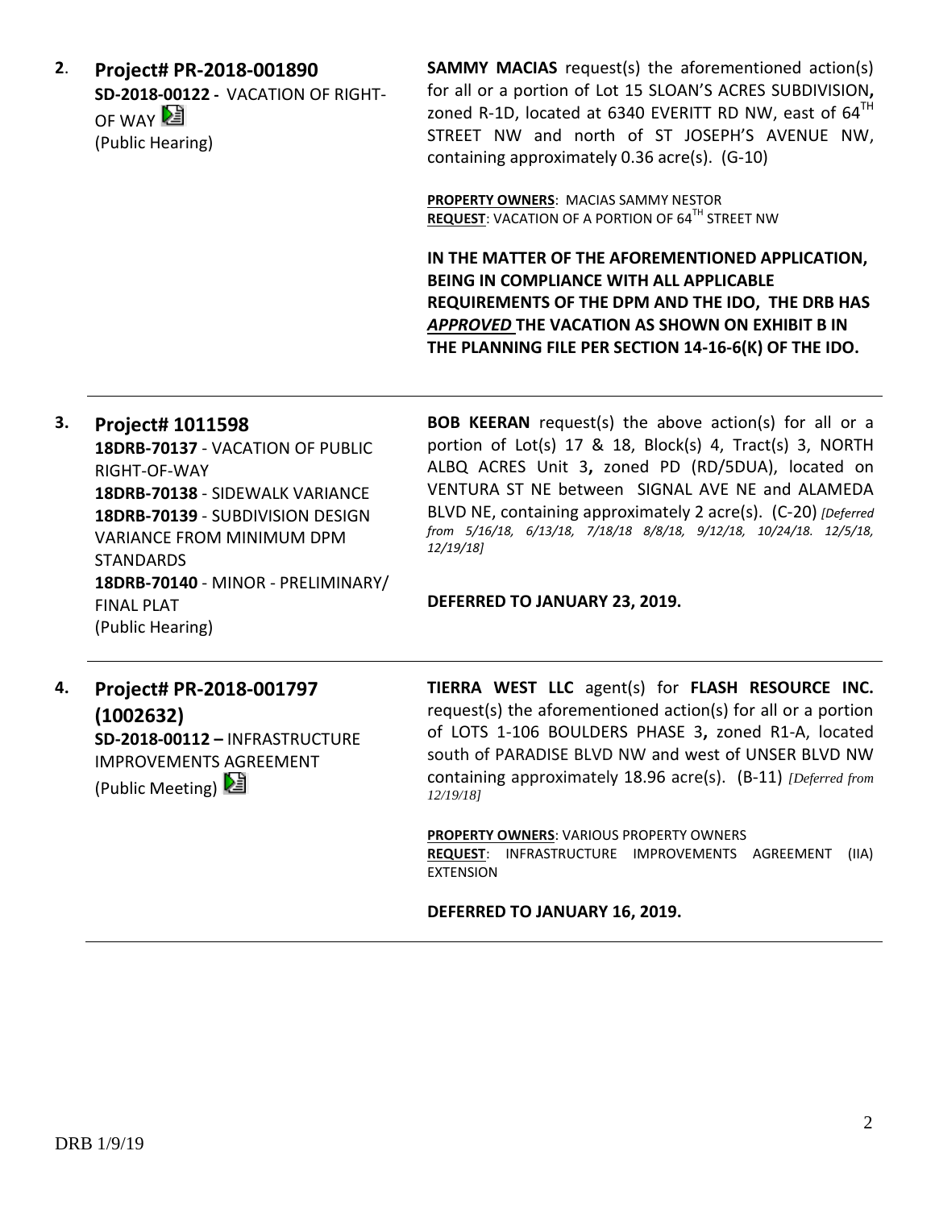**2.** **Project# PR-2018-001890**
**SD-2018-00122 -** VACATION OF RIGHT-OF WAY
(Public Hearing)

**SAMMY MACIAS** request(s) the aforementioned action(s) for all or a portion of Lot 15 SLOAN'S ACRES SUBDIVISION**,** zoned R-1D, located at 6340 EVERITT RD NW, east of 64$^{TH}$ STREET NW and north of ST JOSEPH'S AVENUE NW, containing approximately 0.36 acre(s). (G-10)

**PROPERTY OWNERS**: MACIAS SAMMY NESTOR
**REQUEST**: VACATION OF A PORTION OF 64$^{TH}$ STREET NW

**IN THE MATTER OF THE AFOREMENTIONED APPLICATION, BEING IN COMPLIANCE WITH ALL APPLICABLE REQUIREMENTS OF THE DPM AND THE IDO, THE DRB HAS *APPROVED* THE VACATION AS SHOWN ON EXHIBIT B IN THE PLANNING FILE PER SECTION 14-16-6(K) OF THE IDO.**

---

**3.** **Project# 1011598**
**18DRB-70137** - VACATION OF PUBLIC RIGHT-OF-WAY
**18DRB-70138** - SIDEWALK VARIANCE
**18DRB-70139** - SUBDIVISION DESIGN VARIANCE FROM MINIMUM DPM STANDARDS
**18DRB-70140** - MINOR - PRELIMINARY/ FINAL PLAT
(Public Hearing)

**BOB KEERAN** request(s) the above action(s) for all or a portion of Lot(s) 17 & 18, Block(s) 4, Tract(s) 3, NORTH ALBQ ACRES Unit 3**,** zoned PD (RD/5DUA), located on VENTURA ST NE between SIGNAL AVE NE and ALAMEDA BLVD NE, containing approximately 2 acre(s). (C-20) *[Deferred from 5/16/18, 6/13/18, 7/18/18 8/8/18, 9/12/18, 10/24/18. 12/5/18, 12/19/18]*

**DEFERRED TO JANUARY 23, 2019.**

---

**4.** **Project# PR-2018-001797 (1002632)**
**SD-2018-00112 –** INFRASTRUCTURE IMPROVEMENTS AGREEMENT
(Public Meeting)

**TIERRA WEST LLC** agent(s) for **FLASH RESOURCE INC.** request(s) the aforementioned action(s) for all or a portion of LOTS 1-106 BOULDERS PHASE 3**,** zoned R1-A, located south of PARADISE BLVD NW and west of UNSER BLVD NW containing approximately 18.96 acre(s). (B-11) *[Deferred from 12/19/18]*

**PROPERTY OWNERS**: VARIOUS PROPERTY OWNERS
**REQUEST**: INFRASTRUCTURE IMPROVEMENTS AGREEMENT (IIA) EXTENSION

**DEFERRED TO JANUARY 16, 2019.**

---

DRB 1/9/19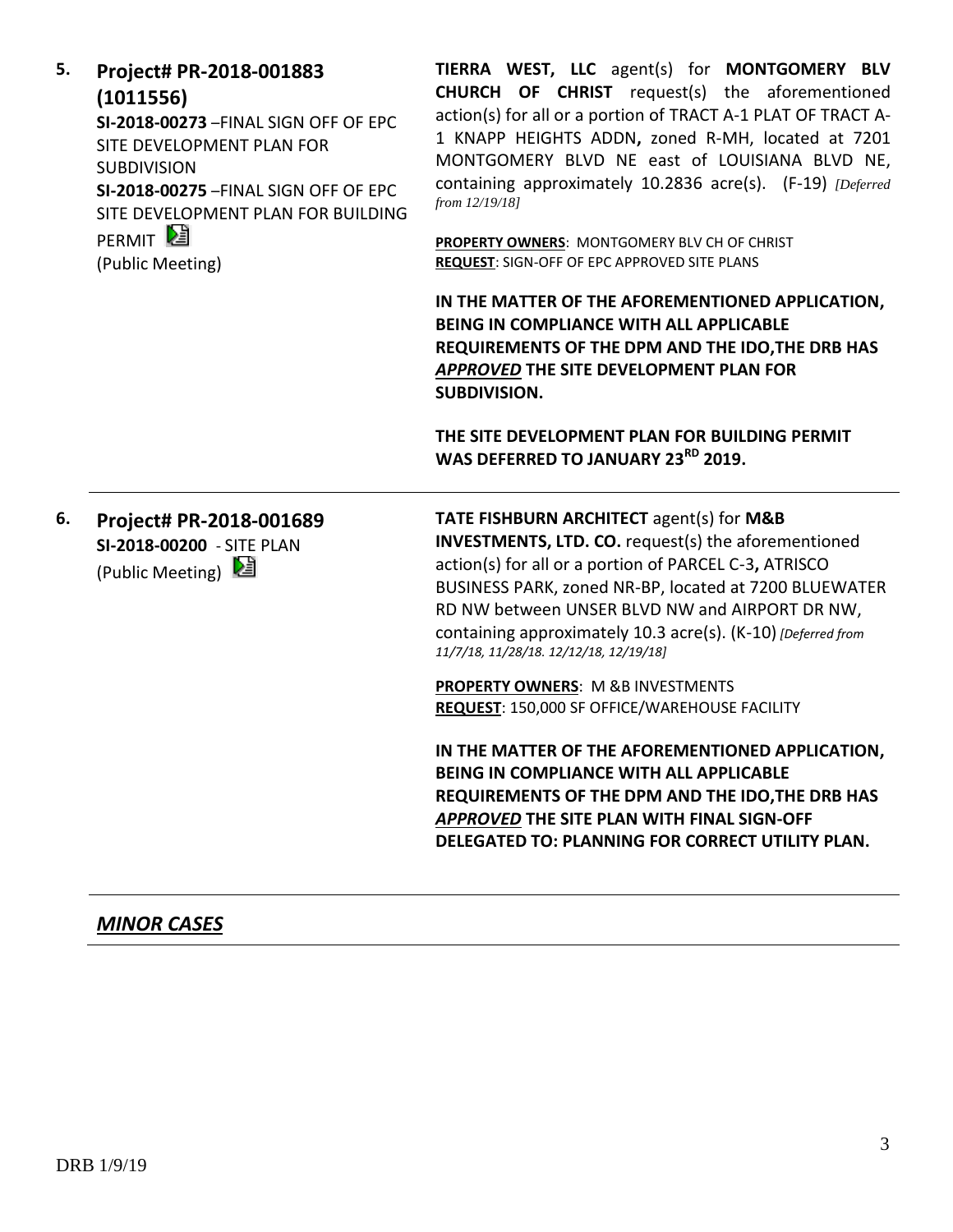**5. Project# PR-2018-001883 (1011556)**

**SI-2018-00273** –FINAL SIGN OFF OF EPC SITE DEVELOPMENT PLAN FOR SUBDIVISION
**SI-2018-00275** –FINAL SIGN OFF OF EPC SITE DEVELOPMENT PLAN FOR BUILDING PERMIT
(Public Meeting)

**TIERRA WEST, LLC** agent(s) for **MONTGOMERY BLV CHURCH OF CHRIST** request(s) the aforementioned action(s) for all or a portion of TRACT A-1 PLAT OF TRACT A-1 KNAPP HEIGHTS ADDN**,** zoned R-MH, located at 7201 MONTGOMERY BLVD NE east of LOUISIANA BLVD NE, containing approximately 10.2836 acre(s). (F-19) *[Deferred from 12/19/18]*

**PROPERTY OWNERS**: MONTGOMERY BLV CH OF CHRIST
**REQUEST**: SIGN-OFF OF EPC APPROVED SITE PLANS

**IN THE MATTER OF THE AFOREMENTIONED APPLICATION, BEING IN COMPLIANCE WITH ALL APPLICABLE REQUIREMENTS OF THE DPM AND THE IDO,THE DRB HAS *APPROVED* THE SITE DEVELOPMENT PLAN FOR SUBDIVISION.**

**THE SITE DEVELOPMENT PLAN FOR BUILDING PERMIT WAS DEFERRED TO JANUARY 23RD 2019.**

---

**6. Project# PR-2018-001689**

**SI-2018-00200** - SITE PLAN
(Public Meeting)

**TATE FISHBURN ARCHITECT** agent(s) for **M&B INVESTMENTS, LTD. CO.** request(s) the aforementioned action(s) for all or a portion of PARCEL C-3**,** ATRISCO BUSINESS PARK, zoned NR-BP, located at 7200 BLUEWATER RD NW between UNSER BLVD NW and AIRPORT DR NW, containing approximately 10.3 acre(s). (K-10) *[Deferred from 11/7/18, 11/28/18. 12/12/18, 12/19/18]*

**PROPERTY OWNERS**: M &B INVESTMENTS
**REQUEST**: 150,000 SF OFFICE/WAREHOUSE FACILITY

**IN THE MATTER OF THE AFOREMENTIONED APPLICATION, BEING IN COMPLIANCE WITH ALL APPLICABLE REQUIREMENTS OF THE DPM AND THE IDO,THE DRB HAS *APPROVED* THE SITE PLAN WITH FINAL SIGN-OFF DELEGATED TO: PLANNING FOR CORRECT UTILITY PLAN.**

---

## ***MINOR CASES***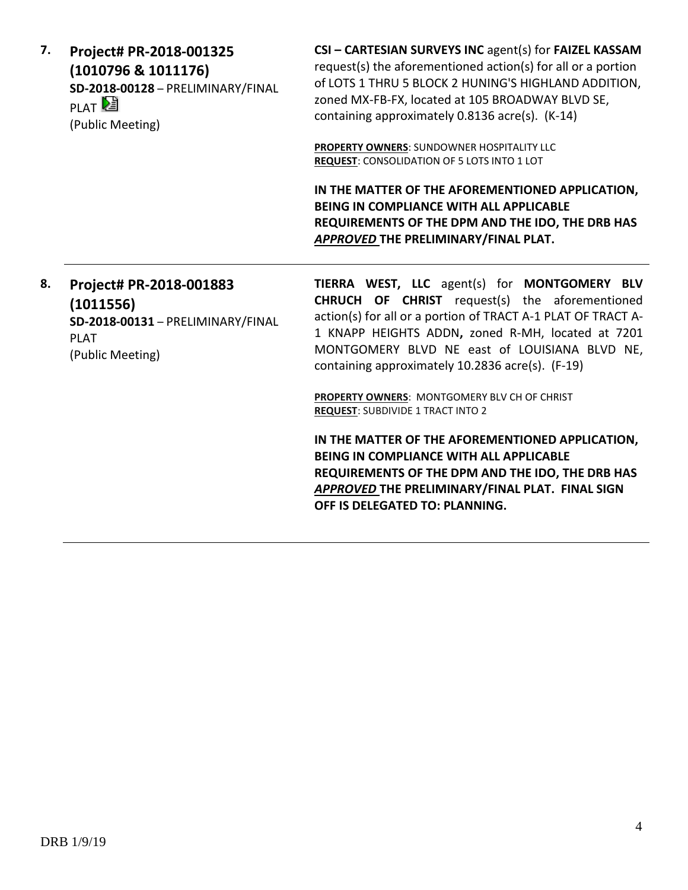**7. Project# PR-2018-001325 (1010796 & 1011176)**
**SD-2018-00128** – PRELIMINARY/FINAL PLAT
(Public Meeting)

**CSI – CARTESIAN SURVEYS INC** agent(s) for **FAIZEL KASSAM** request(s) the aforementioned action(s) for all or a portion of LOTS 1 THRU 5 BLOCK 2 HUNING'S HIGHLAND ADDITION, zoned MX-FB-FX, located at 105 BROADWAY BLVD SE, containing approximately 0.8136 acre(s). (K-14)

**PROPERTY OWNERS**: SUNDOWNER HOSPITALITY LLC
**REQUEST**: CONSOLIDATION OF 5 LOTS INTO 1 LOT

**IN THE MATTER OF THE AFOREMENTIONED APPLICATION, BEING IN COMPLIANCE WITH ALL APPLICABLE REQUIREMENTS OF THE DPM AND THE IDO, THE DRB HAS *APPROVED* THE PRELIMINARY/FINAL PLAT.**

---

**8. Project# PR-2018-001883 (1011556)**
**SD-2018-00131** – PRELIMINARY/FINAL PLAT
(Public Meeting)

**TIERRA WEST, LLC** agent(s) for **MONTGOMERY BLV CHRUCH OF CHRIST** request(s) the aforementioned action(s) for all or a portion of TRACT A-1 PLAT OF TRACT A-1 KNAPP HEIGHTS ADDN**,** zoned R-MH, located at 7201 MONTGOMERY BLVD NE east of LOUISIANA BLVD NE, containing approximately 10.2836 acre(s). (F-19)

**PROPERTY OWNERS**: MONTGOMERY BLV CH OF CHRIST
**REQUEST**: SUBDIVIDE 1 TRACT INTO 2

**IN THE MATTER OF THE AFOREMENTIONED APPLICATION, BEING IN COMPLIANCE WITH ALL APPLICABLE REQUIREMENTS OF THE DPM AND THE IDO, THE DRB HAS *APPROVED* THE PRELIMINARY/FINAL PLAT. FINAL SIGN OFF IS DELEGATED TO: PLANNING.**

---

DRB 1/9/19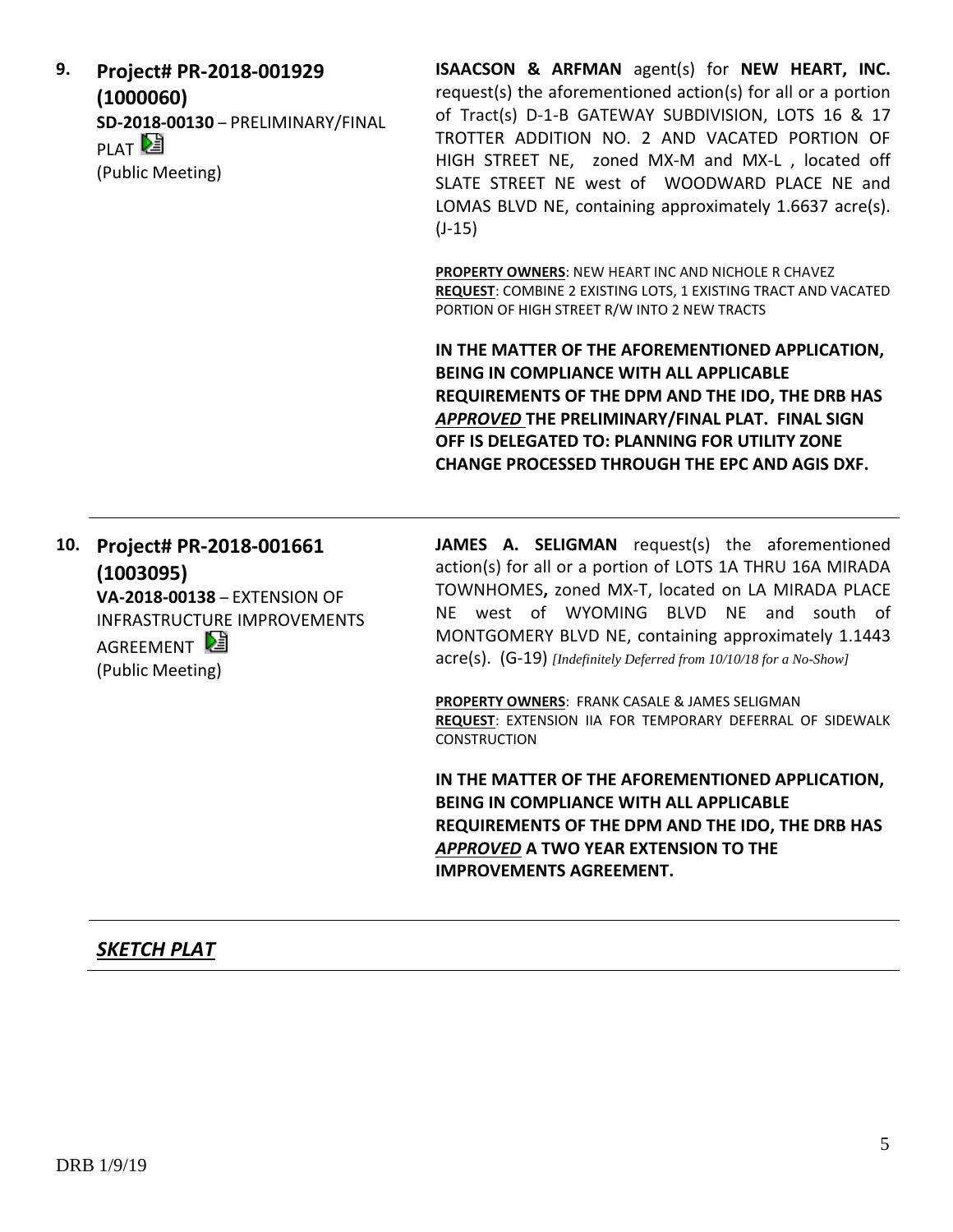**9. Project# PR-2018-001929 (1000060)**
**SD-2018-00130** – PRELIMINARY/FINAL PLAT
(Public Meeting)

**ISAACSON & ARFMAN** agent(s) for **NEW HEART, INC.** request(s) the aforementioned action(s) for all or a portion of Tract(s) D-1-B GATEWAY SUBDIVISION, LOTS 16 & 17 TROTTER ADDITION NO. 2 AND VACATED PORTION OF HIGH STREET NE, zoned MX-M and MX-L, located off SLATE STREET NE west of WOODWARD PLACE NE and LOMAS BLVD NE, containing approximately 1.6637 acre(s). (J-15)

**PROPERTY OWNERS**: NEW HEART INC AND NICHOLE R CHAVEZ
**REQUEST**: COMBINE 2 EXISTING LOTS, 1 EXISTING TRACT AND VACATED PORTION OF HIGH STREET R/W INTO 2 NEW TRACTS

**IN THE MATTER OF THE AFOREMENTIONED APPLICATION, BEING IN COMPLIANCE WITH ALL APPLICABLE REQUIREMENTS OF THE DPM AND THE IDO, THE DRB HAS *APPROVED* THE PRELIMINARY/FINAL PLAT. FINAL SIGN OFF IS DELEGATED TO: PLANNING FOR UTILITY ZONE CHANGE PROCESSED THROUGH THE EPC AND AGIS DXF.**

---

**10. Project# PR-2018-001661 (1003095)**
**VA-2018-00138** – EXTENSION OF INFRASTRUCTURE IMPROVEMENTS AGREEMENT
(Public Meeting)

**JAMES A. SELIGMAN** request(s) the aforementioned action(s) for all or a portion of LOTS 1A THRU 16A MIRADA TOWNHOMES**,** zoned MX-T, located on LA MIRADA PLACE NE west of WYOMING BLVD NE and south of MONTGOMERY BLVD NE, containing approximately 1.1443 acre(s). (G-19) *[Indefinitely Deferred from 10/10/18 for a No-Show]*

**PROPERTY OWNERS**: FRANK CASALE & JAMES SELIGMAN
**REQUEST**: EXTENSION IIA FOR TEMPORARY DEFERRAL OF SIDEWALK CONSTRUCTION

**IN THE MATTER OF THE AFOREMENTIONED APPLICATION, BEING IN COMPLIANCE WITH ALL APPLICABLE REQUIREMENTS OF THE DPM AND THE IDO, THE DRB HAS *APPROVED* A TWO YEAR EXTENSION TO THE IMPROVEMENTS AGREEMENT.**

---

## ***SKETCH PLAT***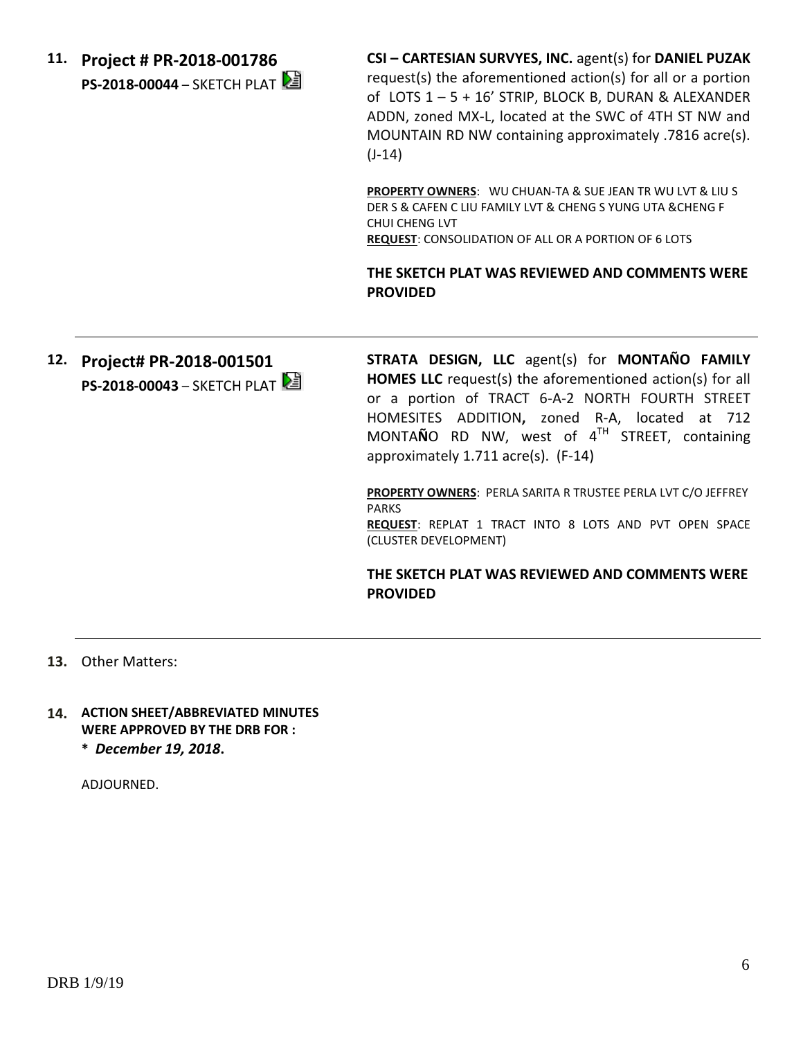**11. Project # PR-2018-001786**
**PS-2018-00044** – SKETCH PLAT

**CSI – CARTESIAN SURVYES, INC.** agent(s) for **DANIEL PUZAK** request(s) the aforementioned action(s) for all or a portion of LOTS 1 – 5 + 16' STRIP, BLOCK B, DURAN & ALEXANDER ADDN, zoned MX-L, located at the SWC of 4TH ST NW and MOUNTAIN RD NW containing approximately .7816 acre(s). (J-14)

**PROPERTY OWNERS**: WU CHUAN-TA & SUE JEAN TR WU LVT & LIU S DER S & CAFEN C LIU FAMILY LVT & CHENG S YUNG UTA &CHENG F CHUI CHENG LVT
**REQUEST**: CONSOLIDATION OF ALL OR A PORTION OF 6 LOTS

**THE SKETCH PLAT WAS REVIEWED AND COMMENTS WERE PROVIDED**

---

**12. Project# PR-2018-001501**
**PS-2018-00043** – SKETCH PLAT

**STRATA DESIGN, LLC** agent(s) for **MONTAÑO FAMILY HOMES LLC** request(s) the aforementioned action(s) for all or a portion of TRACT 6-A-2 NORTH FOURTH STREET HOMESITES ADDITION**,** zoned R-A, located at 712 MONTA**Ñ**O RD NW, west of 4TH STREET, containing approximately 1.711 acre(s). (F-14)

**PROPERTY OWNERS**: PERLA SARITA R TRUSTEE PERLA LVT C/O JEFFREY PARKS
**REQUEST**: REPLAT 1 TRACT INTO 8 LOTS AND PVT OPEN SPACE (CLUSTER DEVELOPMENT)

**THE SKETCH PLAT WAS REVIEWED AND COMMENTS WERE PROVIDED**

---

**13.** Other Matters:

**14. ACTION SHEET/ABBREVIATED MINUTES WERE APPROVED BY THE DRB FOR :**
**\*** ***December 19, 2018*****.**

ADJOURNED.